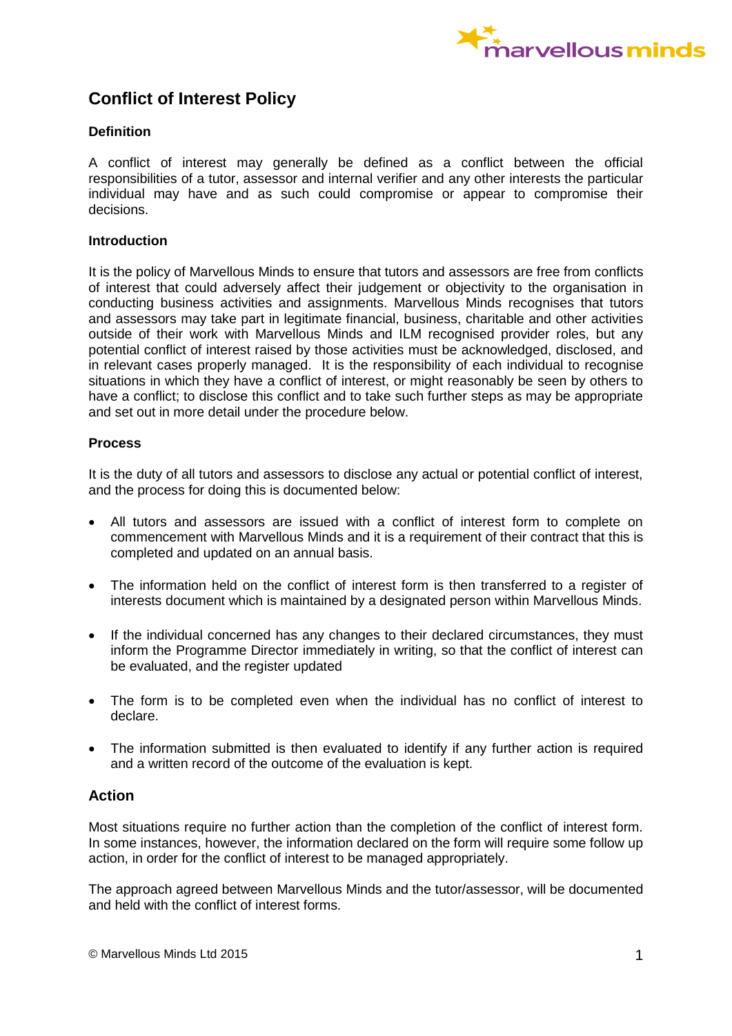# Conflict of Interest Policy

**Definition**

A conflict of interest may generally be defined as a conflict between the official responsibilities of a tutor, assessor and internal verifier and any other interests the particular individual may have and as such could compromise or appear to compromise their decisions.

**Introduction**

It is the policy of Marvellous Minds to ensure that tutors and assessors are free from conflicts of interest that could adversely affect their judgement or objectivity to the organisation in conducting business activities and assignments. Marvellous Minds recognises that tutors and assessors may take part in legitimate financial, business, charitable and other activities outside of their work with Marvellous Minds and ILM recognised provider roles, but any potential conflict of interest raised by those activities must be acknowledged, disclosed, and in relevant cases properly managed. It is the responsibility of each individual to recognise situations in which they have a conflict of interest, or might reasonably be seen by others to have a conflict; to disclose this conflict and to take such further steps as may be appropriate and set out in more detail under the procedure below.

**Process**

It is the duty of all tutors and assessors to disclose any actual or potential conflict of interest, and the process for doing this is documented below:

- All tutors and assessors are issued with a conflict of interest form to complete on commencement with Marvellous Minds and it is a requirement of their contract that this is completed and updated on an annual basis.

- The information held on the conflict of interest form is then transferred to a register of interests document which is maintained by a designated person within Marvellous Minds.

- If the individual concerned has any changes to their declared circumstances, they must inform the Programme Director immediately in writing, so that the conflict of interest can be evaluated, and the register updated

- The form is to be completed even when the individual has no conflict of interest to declare.

- The information submitted is then evaluated to identify if any further action is required and a written record of the outcome of the evaluation is kept.

## Action

Most situations require no further action than the completion of the conflict of interest form. In some instances, however, the information declared on the form will require some follow up action, in order for the conflict of interest to be managed appropriately.

The approach agreed between Marvellous Minds and the tutor/assessor, will be documented and held with the conflict of interest forms.

© Marvellous Minds Ltd 2015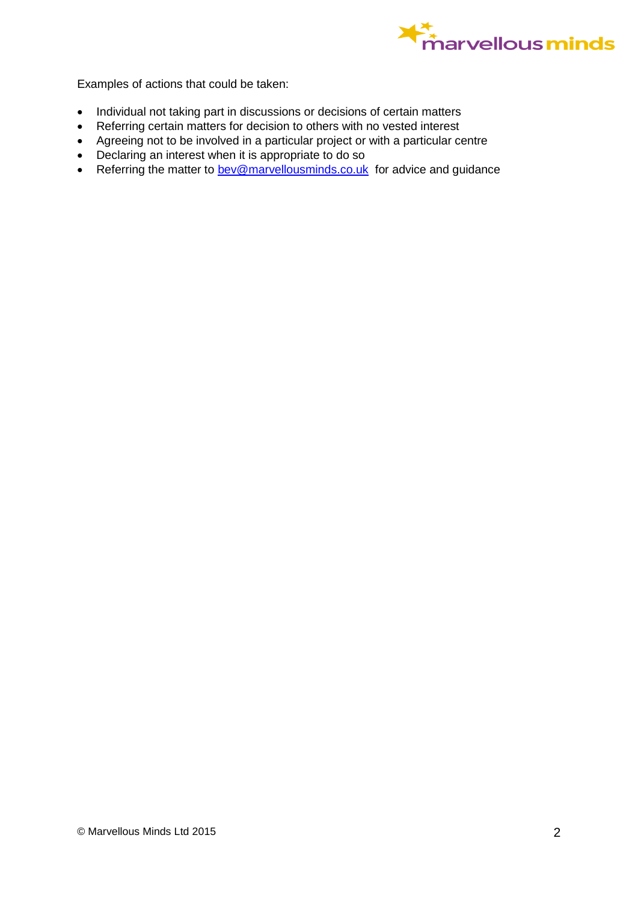Examples of actions that could be taken:

- Individual not taking part in discussions or decisions of certain matters
- Referring certain matters for decision to others with no vested interest
- Agreeing not to be involved in a particular project or with a particular centre
- Declaring an interest when it is appropriate to do so
- Referring the matter to bev@marvellousminds.co.uk for advice and guidance

© Marvellous Minds Ltd 2015